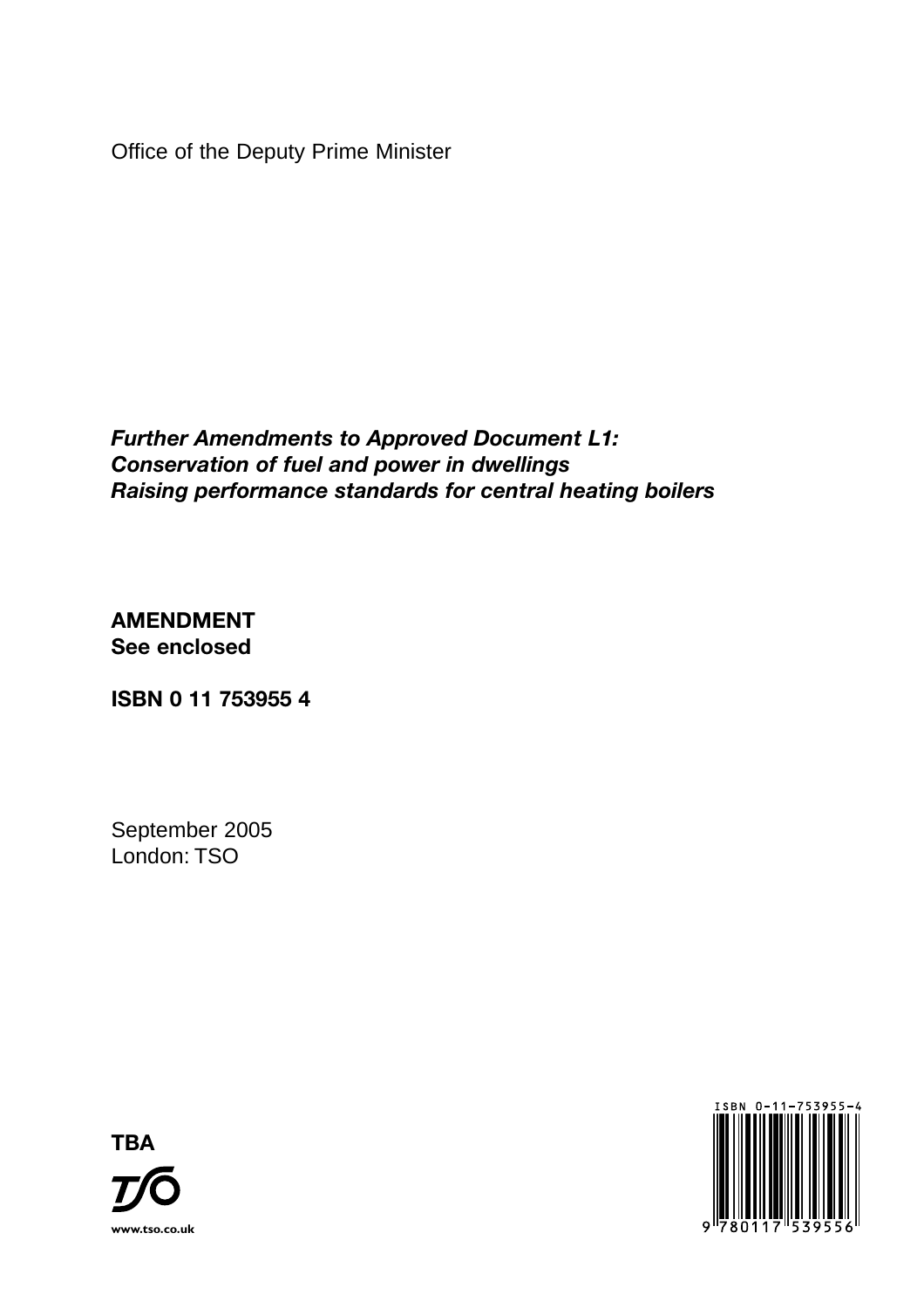Office of the Deputy Prime Minister

***Further Amendments to Approved Document L1:***
***Conservation of fuel and power in dwellings***
***Raising performance standards for central heating boilers***

**AMENDMENT**
**See enclosed**

**ISBN 0 11 753955 4**

September 2005
London: TSO

**TBA**

www.tso.co.uk

ISBN 0-11-753955-4

9 780117 539556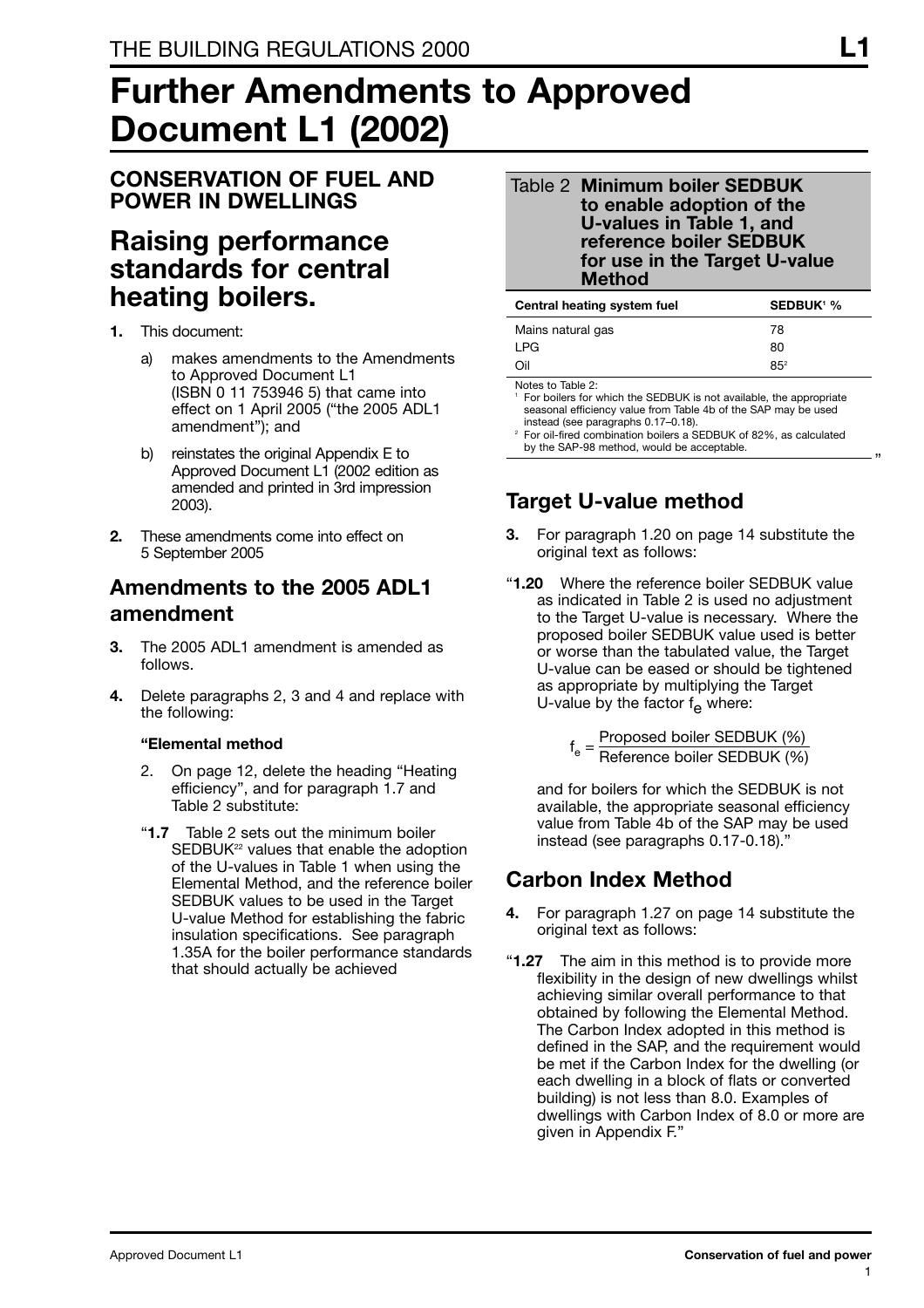# Further Amendments to Approved Document L1 (2002)

## CONSERVATION OF FUEL AND POWER IN DWELLINGS

# Raising performance standards for central heating boilers.

1. This document:

   a) makes amendments to the Amendments to Approved Document L1 (ISBN 0 11 753946 5) that came into effect on 1 April 2005 ("the 2005 ADL1 amendment"); and

   b) reinstates the original Appendix E to Approved Document L1 (2002 edition as amended and printed in 3rd impression 2003).

2. These amendments come into effect on 5 September 2005

## Amendments to the 2005 ADL1 amendment

3. The 2005 ADL1 amendment is amended as follows.

4. Delete paragraphs 2, 3 and 4 and replace with the following:

   **"Elemental method**

   2. On page 12, delete the heading "Heating efficiency", and for paragraph 1.7 and Table 2 substitute:

   "**1.7** Table 2 sets out the minimum boiler SEDBUK[22] values that enable the adoption of the U-values in Table 1 when using the Elemental Method, and the reference boiler SEDBUK values to be used in the Target U-value Method for establishing the fabric insulation specifications. See paragraph 1.35A for the boiler performance standards that should actually be achieved

**Table 2 Minimum boiler SEDBUK to enable adoption of the U-values in Table 1, and reference boiler SEDBUK for use in the Target U-value Method**

| Central heating system fuel | SEDBUK[1] % |
|---|---|
| Mains natural gas | 78 |
| LPG | 80 |
| Oil | 85[2] |

Notes to Table 2:

[1] For boilers for which the SEDBUK is not available, the appropriate seasonal efficiency value from Table 4b of the SAP may be used instead (see paragraphs 0.17–0.18).

[2] For oil-fired combination boilers a SEDBUK of 82%, as calculated by the SAP-98 method, would be acceptable.

"

## Target U-value method

3. For paragraph 1.20 on page 14 substitute the original text as follows:

"**1.20** Where the reference boiler SEDBUK value as indicated in Table 2 is used no adjustment to the Target U-value is necessary. Where the proposed boiler SEDBUK value used is better or worse than the tabulated value, the Target U-value can be eased or should be tightened as appropriate by multiplying the Target U-value by the factor $f_e$ where:

$$f_e = \frac{\text{Proposed boiler SEDBUK (\%)}}{\text{Reference boiler SEDBUK (\%)}}$$

and for boilers for which the SEDBUK is not available, the appropriate seasonal efficiency value from Table 4b of the SAP may be used instead (see paragraphs 0.17-0.18)."

## Carbon Index Method

4. For paragraph 1.27 on page 14 substitute the original text as follows:

"**1.27** The aim in this method is to provide more flexibility in the design of new dwellings whilst achieving similar overall performance to that obtained by following the Elemental Method. The Carbon Index adopted in this method is defined in the SAP, and the requirement would be met if the Carbon Index for the dwelling (or each dwelling in a block of flats or converted building) is not less than 8.0. Examples of dwellings with Carbon Index of 8.0 or more are given in Appendix F."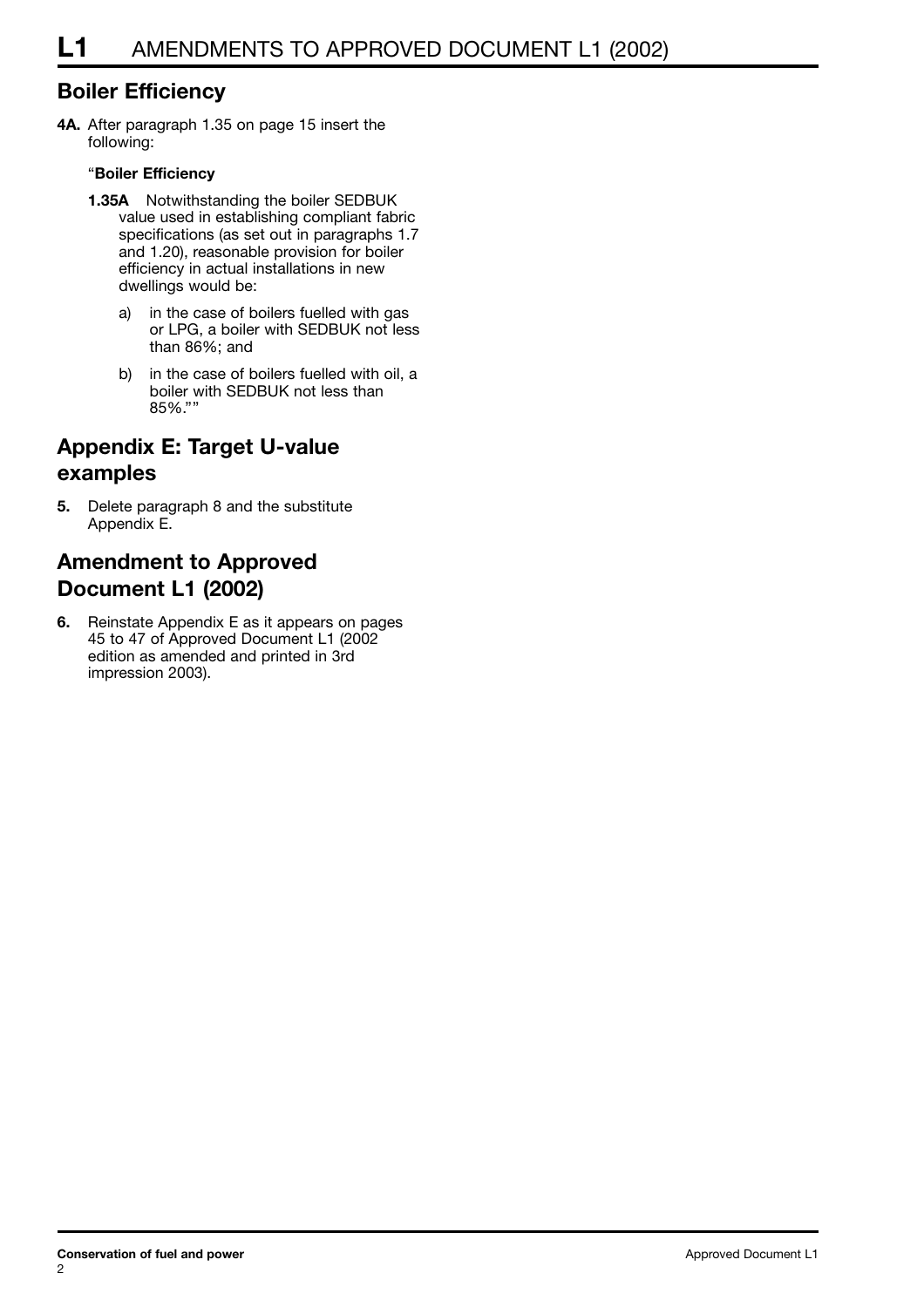# L1 AMENDMENTS TO APPROVED DOCUMENT L1 (2002)

## Boiler Efficiency

**4A.** After paragraph 1.35 on page 15 insert the following:

"**Boiler Efficiency**

**1.35A** Notwithstanding the boiler SEDBUK value used in establishing compliant fabric specifications (as set out in paragraphs 1.7 and 1.20), reasonable provision for boiler efficiency in actual installations in new dwellings would be:

a) in the case of boilers fuelled with gas or LPG, a boiler with SEDBUK not less than 86%; and

b) in the case of boilers fuelled with oil, a boiler with SEDBUK not less than 85%.""

## Appendix E: Target U-value examples

**5.** Delete paragraph 8 and the substitute Appendix E.

## Amendment to Approved Document L1 (2002)

**6.** Reinstate Appendix E as it appears on pages 45 to 47 of Approved Document L1 (2002 edition as amended and printed in 3rd impression 2003).